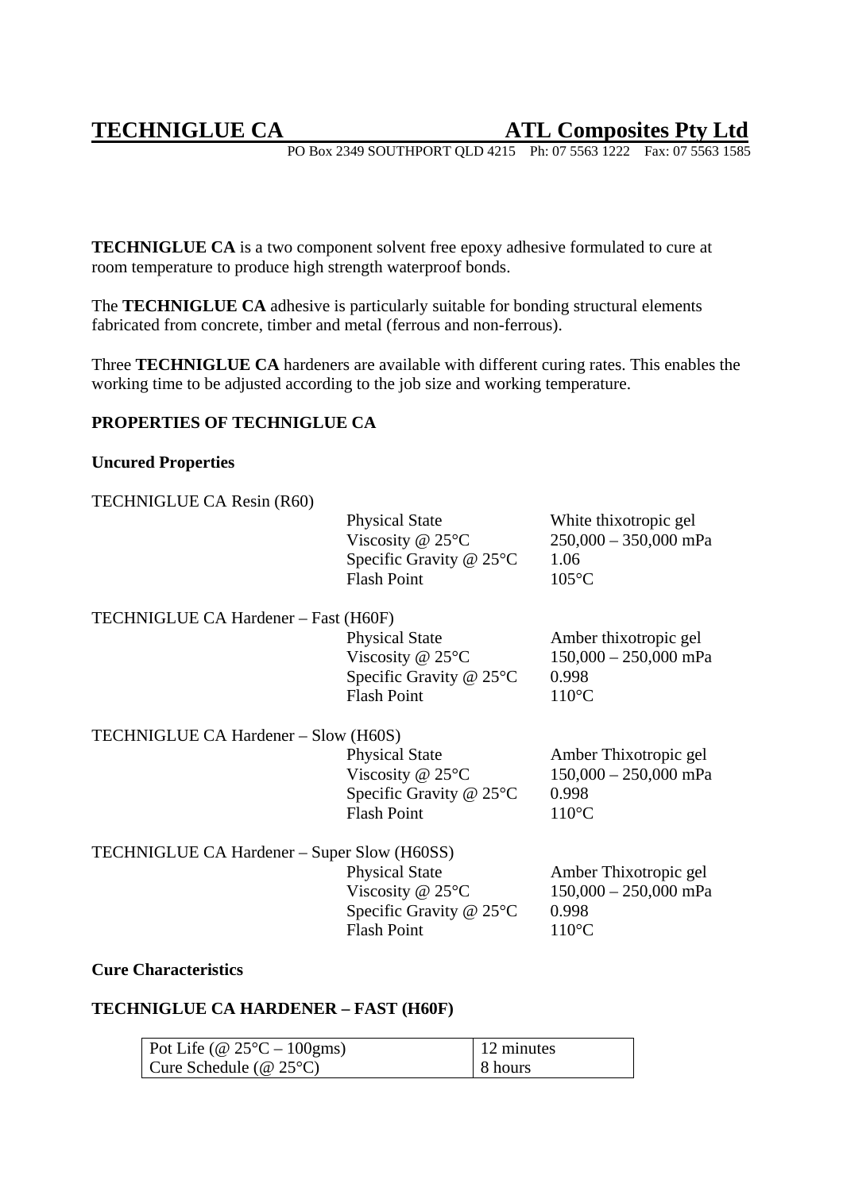# TECHNIGLUE CA — ATL Composites Pty Ltd

PO Box 2349 SOUTHPORT QLD 4215 Ph: 07 5563 1222 Fax: 07 5563 1585

**TECHNIGLUE CA** is a two component solvent free epoxy adhesive formulated to cure at room temperature to produce high strength waterproof bonds.

The **TECHNIGLUE CA** adhesive is particularly suitable for bonding structural elements fabricated from concrete, timber and metal (ferrous and non-ferrous).

Three **TECHNIGLUE CA** hardeners are available with different curing rates. This enables the working time to be adjusted according to the job size and working temperature.

## PROPERTIES OF TECHNIGLUE CA

### Uncured Properties

TECHNIGLUE CA Resin (R60)

| | |
|---|---|
| Physical State | White thixotropic gel |
| Viscosity @ 25°C | 250,000 – 350,000 mPa |
| Specific Gravity @ 25°C | 1.06 |
| Flash Point | 105°C |

TECHNIGLUE CA Hardener – Fast (H60F)

| | |
|---|---|
| Physical State | Amber thixotropic gel |
| Viscosity @ 25°C | 150,000 – 250,000 mPa |
| Specific Gravity @ 25°C | 0.998 |
| Flash Point | 110°C |

TECHNIGLUE CA Hardener – Slow (H60S)

| | |
|---|---|
| Physical State | Amber Thixotropic gel |
| Viscosity @ 25°C | 150,000 – 250,000 mPa |
| Specific Gravity @ 25°C | 0.998 |
| Flash Point | 110°C |

TECHNIGLUE CA Hardener – Super Slow (H60SS)

| | |
|---|---|
| Physical State | Amber Thixotropic gel |
| Viscosity @ 25°C | 150,000 – 250,000 mPa |
| Specific Gravity @ 25°C | 0.998 |
| Flash Point | 110°C |

### Cure Characteristics

#### TECHNIGLUE CA HARDENER – FAST (H60F)

| | |
|---|---|
| Pot Life (@ 25°C – 100gms) | 12 minutes |
| Cure Schedule (@ 25°C) | 8 hours |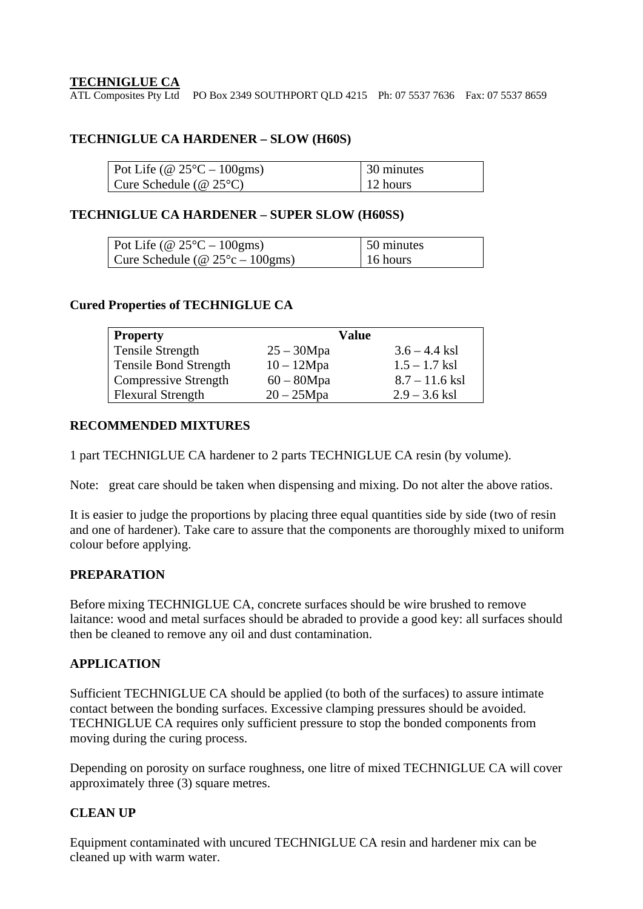**TECHNIGLUE CA**
ATL Composites Pty Ltd   PO Box 2349 SOUTHPORT QLD 4215   Ph: 07 5537 7636   Fax: 07 5537 8659

**TECHNIGLUE CA HARDENER – SLOW (H60S)**

| | |
|---|---|
| Pot Life (@ 25°C – 100gms) | 30 minutes |
| Cure Schedule (@ 25°C) | 12 hours |

**TECHNIGLUE CA HARDENER – SUPER SLOW (H60SS)**

| | |
|---|---|
| Pot Life (@ 25°C – 100gms) | 50 minutes |
| Cure Schedule (@ 25°c – 100gms) | 16 hours |

**Cured Properties of TECHNIGLUE CA**

| **Property** | **Value** | |
|---|---|---|
| Tensile Strength | 25 – 30Mpa | 3.6 – 4.4 ksl |
| Tensile Bond Strength | 10 – 12Mpa | 1.5 – 1.7 ksl |
| Compressive Strength | 60 – 80Mpa | 8.7 – 11.6 ksl |
| Flexural Strength | 20 – 25Mpa | 2.9 – 3.6 ksl |

**RECOMMENDED MIXTURES**

1 part TECHNIGLUE CA hardener to 2 parts TECHNIGLUE CA resin (by volume).

Note: great care should be taken when dispensing and mixing. Do not alter the above ratios.

It is easier to judge the proportions by placing three equal quantities side by side (two of resin and one of hardener). Take care to assure that the components are thoroughly mixed to uniform colour before applying.

**PREPARATION**

Before mixing TECHNIGLUE CA, concrete surfaces should be wire brushed to remove laitance: wood and metal surfaces should be abraded to provide a good key: all surfaces should then be cleaned to remove any oil and dust contamination.

**APPLICATION**

Sufficient TECHNIGLUE CA should be applied (to both of the surfaces) to assure intimate contact between the bonding surfaces. Excessive clamping pressures should be avoided. TECHNIGLUE CA requires only sufficient pressure to stop the bonded components from moving during the curing process.

Depending on porosity on surface roughness, one litre of mixed TECHNIGLUE CA will cover approximately three (3) square metres.

**CLEAN UP**

Equipment contaminated with uncured TECHNIGLUE CA resin and hardener mix can be cleaned up with warm water.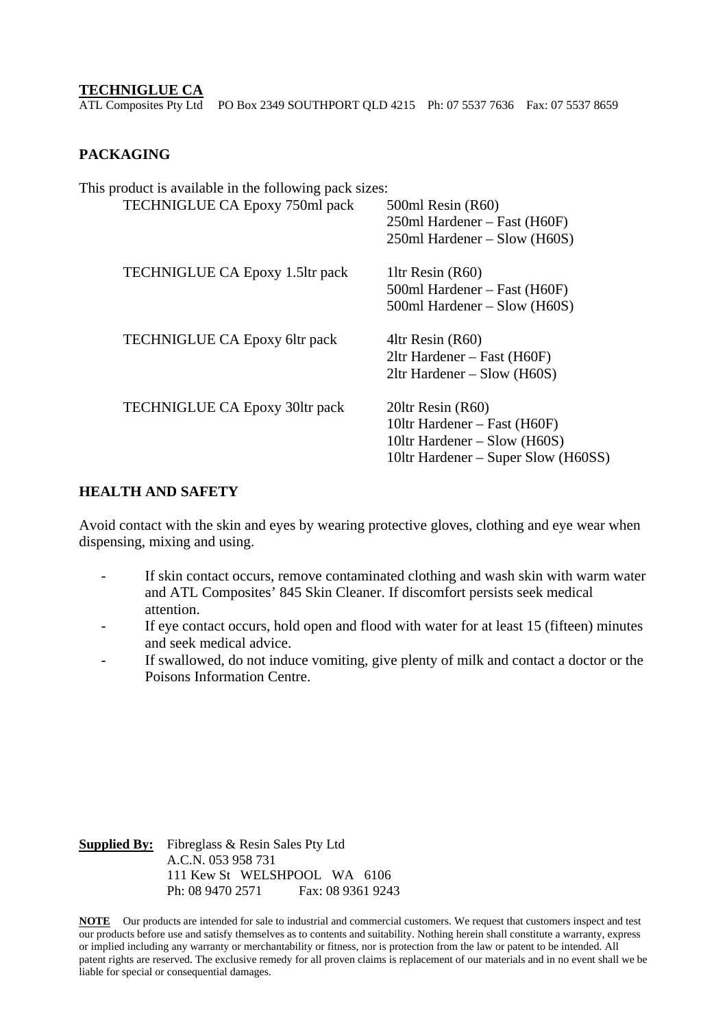**TECHNIGLUE CA**
ATL Composites Pty Ltd PO Box 2349 SOUTHPORT QLD 4215 Ph: 07 5537 7636 Fax: 07 5537 8659

## PACKAGING

This product is available in the following pack sizes:

| | |
|---|---|
| TECHNIGLUE CA Epoxy 750ml pack | 500ml Resin (R60)<br>250ml Hardener – Fast (H60F)<br>250ml Hardener – Slow (H60S) |
| TECHNIGLUE CA Epoxy 1.5ltr pack | 1ltr Resin (R60)<br>500ml Hardener – Fast (H60F)<br>500ml Hardener – Slow (H60S) |
| TECHNIGLUE CA Epoxy 6ltr pack | 4ltr Resin (R60)<br>2ltr Hardener – Fast (H60F)<br>2ltr Hardener – Slow (H60S) |
| TECHNIGLUE CA Epoxy 30ltr pack | 20ltr Resin (R60)<br>10ltr Hardener – Fast (H60F)<br>10ltr Hardener – Slow (H60S)<br>10ltr Hardener – Super Slow (H60SS) |

## HEALTH AND SAFETY

Avoid contact with the skin and eyes by wearing protective gloves, clothing and eye wear when dispensing, mixing and using.

- If skin contact occurs, remove contaminated clothing and wash skin with warm water and ATL Composites' 845 Skin Cleaner. If discomfort persists seek medical attention.
- If eye contact occurs, hold open and flood with water for at least 15 (fifteen) minutes and seek medical advice.
- If swallowed, do not induce vomiting, give plenty of milk and contact a doctor or the Poisons Information Centre.

**Supplied By:** Fibreglass & Resin Sales Pty Ltd
A.C.N. 053 958 731
111 Kew St WELSHPOOL WA 6106
Ph: 08 9470 2571 Fax: 08 9361 9243

**NOTE** Our products are intended for sale to industrial and commercial customers. We request that customers inspect and test our products before use and satisfy themselves as to contents and suitability. Nothing herein shall constitute a warranty, express or implied including any warranty or merchantability or fitness, nor is protection from the law or patent to be intended. All patent rights are reserved. The exclusive remedy for all proven claims is replacement of our materials and in no event shall we be liable for special or consequential damages.